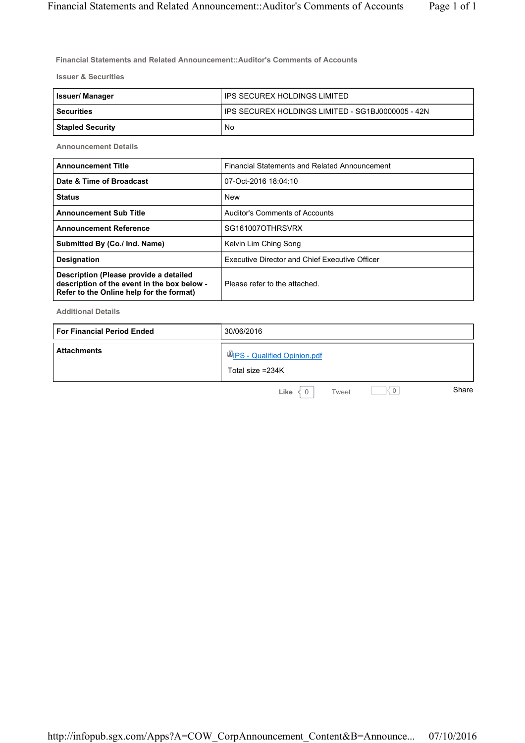**Financial Statements and Related Announcement::Auditor's Comments of Accounts**

**Issuer & Securities**

| | |
|---|---|
| **Issuer/ Manager** | IPS SECUREX HOLDINGS LIMITED |
| **Securities** | IPS SECUREX HOLDINGS LIMITED - SG1BJ0000005 - 42N |
| **Stapled Security** | No |

**Announcement Details**

| | |
|---|---|
| **Announcement Title** | Financial Statements and Related Announcement |
| **Date & Time of Broadcast** | 07-Oct-2016 18:04:10 |
| **Status** | New |
| **Announcement Sub Title** | Auditor's Comments of Accounts |
| **Announcement Reference** | SG161007OTHRSVRX |
| **Submitted By (Co./ Ind. Name)** | Kelvin Lim Ching Song |
| **Designation** | Executive Director and Chief Executive Officer |
| **Description (Please provide a detailed description of the event in the box below - Refer to the Online help for the format)** | Please refer to the attached. |

**Additional Details**

| | |
|---|---|
| **For Financial Period Ended** | 30/06/2016 |
| **Attachments** | IPS - Qualified Opinion.pdf<br>Total size =234K |

Like 0 Tweet 0 Share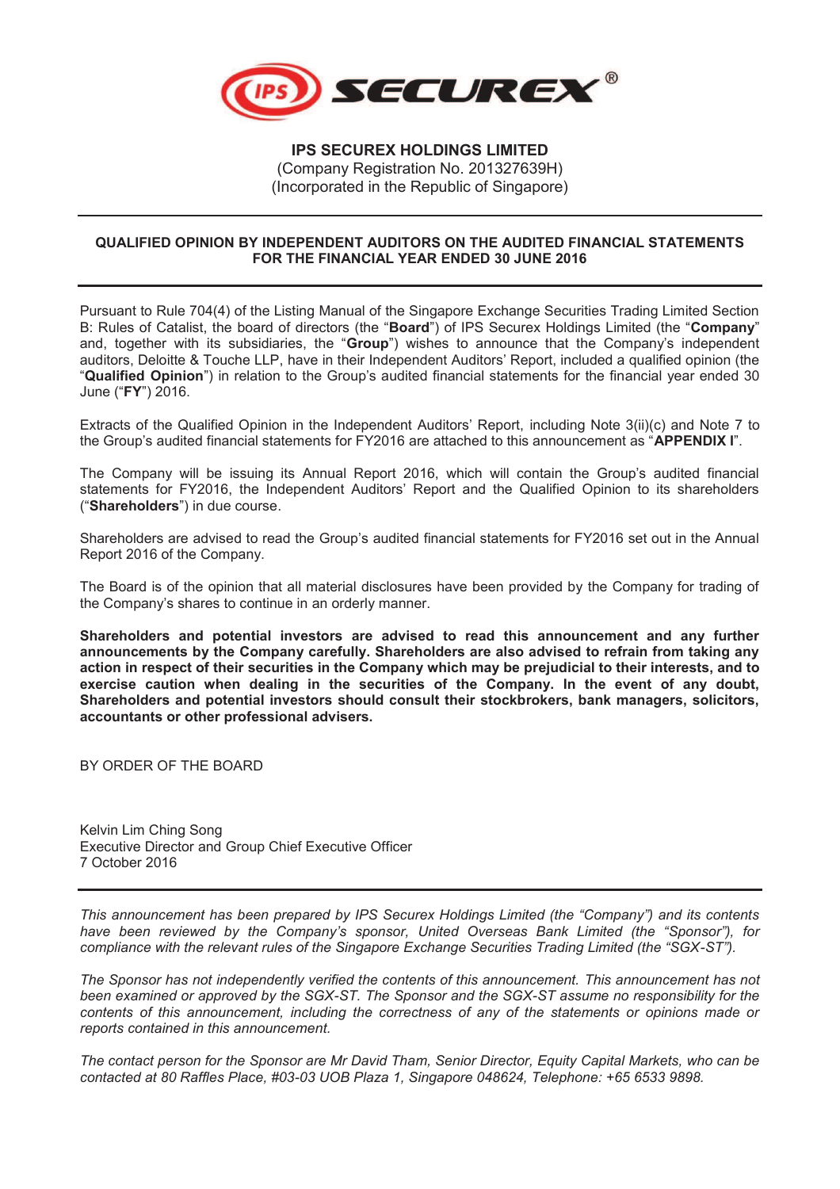**IPS SECUREX HOLDINGS LIMITED**
(Company Registration No. 201327639H)
(Incorporated in the Republic of Singapore)

---

**QUALIFIED OPINION BY INDEPENDENT AUDITORS ON THE AUDITED FINANCIAL STATEMENTS FOR THE FINANCIAL YEAR ENDED 30 JUNE 2016**

---

Pursuant to Rule 704(4) of the Listing Manual of the Singapore Exchange Securities Trading Limited Section B: Rules of Catalist, the board of directors (the "**Board**") of IPS Securex Holdings Limited (the "**Company**" and, together with its subsidiaries, the "**Group**") wishes to announce that the Company's independent auditors, Deloitte & Touche LLP, have in their Independent Auditors' Report, included a qualified opinion (the "**Qualified Opinion**") in relation to the Group's audited financial statements for the financial year ended 30 June ("**FY**") 2016.

Extracts of the Qualified Opinion in the Independent Auditors' Report, including Note 3(ii)(c) and Note 7 to the Group's audited financial statements for FY2016 are attached to this announcement as "**APPENDIX I**".

The Company will be issuing its Annual Report 2016, which will contain the Group's audited financial statements for FY2016, the Independent Auditors' Report and the Qualified Opinion to its shareholders ("**Shareholders**") in due course.

Shareholders are advised to read the Group's audited financial statements for FY2016 set out in the Annual Report 2016 of the Company.

The Board is of the opinion that all material disclosures have been provided by the Company for trading of the Company's shares to continue in an orderly manner.

**Shareholders and potential investors are advised to read this announcement and any further announcements by the Company carefully. Shareholders are also advised to refrain from taking any action in respect of their securities in the Company which may be prejudicial to their interests, and to exercise caution when dealing in the securities of the Company. In the event of any doubt, Shareholders and potential investors should consult their stockbrokers, bank managers, solicitors, accountants or other professional advisers.**

BY ORDER OF THE BOARD

Kelvin Lim Ching Song
Executive Director and Group Chief Executive Officer
7 October 2016

---

*This announcement has been prepared by IPS Securex Holdings Limited (the "Company") and its contents have been reviewed by the Company's sponsor, United Overseas Bank Limited (the "Sponsor"), for compliance with the relevant rules of the Singapore Exchange Securities Trading Limited (the "SGX-ST").*

*The Sponsor has not independently verified the contents of this announcement. This announcement has not been examined or approved by the SGX-ST. The Sponsor and the SGX-ST assume no responsibility for the contents of this announcement, including the correctness of any of the statements or opinions made or reports contained in this announcement.*

*The contact person for the Sponsor are Mr David Tham, Senior Director, Equity Capital Markets, who can be contacted at 80 Raffles Place, #03-03 UOB Plaza 1, Singapore 048624, Telephone: +65 6533 9898.*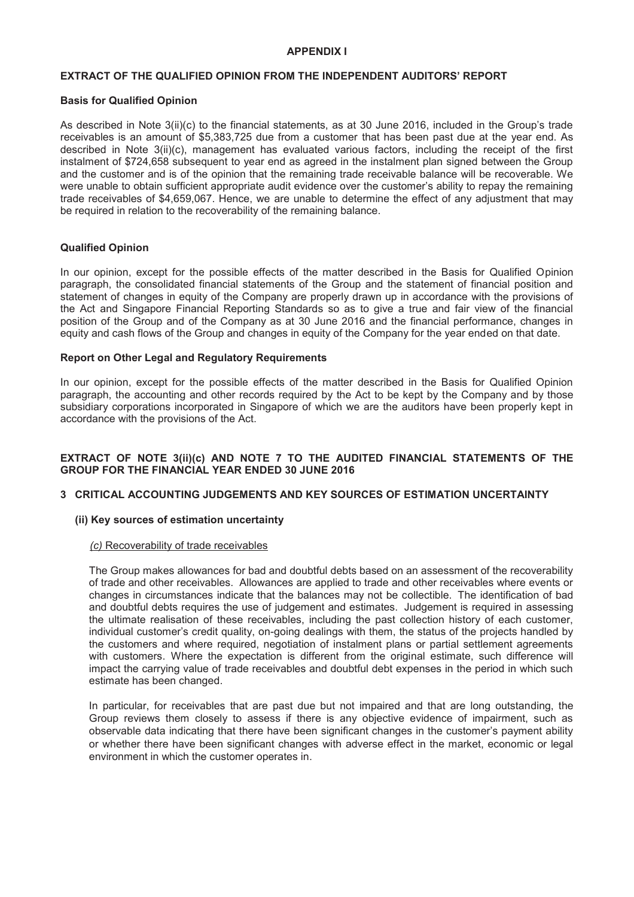# APPENDIX I

## EXTRACT OF THE QUALIFIED OPINION FROM THE INDEPENDENT AUDITORS' REPORT

### Basis for Qualified Opinion

As described in Note 3(ii)(c) to the financial statements, as at 30 June 2016, included in the Group's trade receivables is an amount of $5,383,725 due from a customer that has been past due at the year end. As described in Note 3(ii)(c), management has evaluated various factors, including the receipt of the first instalment of $724,658 subsequent to year end as agreed in the instalment plan signed between the Group and the customer and is of the opinion that the remaining trade receivable balance will be recoverable. We were unable to obtain sufficient appropriate audit evidence over the customer's ability to repay the remaining trade receivables of $4,659,067. Hence, we are unable to determine the effect of any adjustment that may be required in relation to the recoverability of the remaining balance.

### Qualified Opinion

In our opinion, except for the possible effects of the matter described in the Basis for Qualified Opinion paragraph, the consolidated financial statements of the Group and the statement of financial position and statement of changes in equity of the Company are properly drawn up in accordance with the provisions of the Act and Singapore Financial Reporting Standards so as to give a true and fair view of the financial position of the Group and of the Company as at 30 June 2016 and the financial performance, changes in equity and cash flows of the Group and changes in equity of the Company for the year ended on that date.

### Report on Other Legal and Regulatory Requirements

In our opinion, except for the possible effects of the matter described in the Basis for Qualified Opinion paragraph, the accounting and other records required by the Act to be kept by the Company and by those subsidiary corporations incorporated in Singapore of which we are the auditors have been properly kept in accordance with the provisions of the Act.

## EXTRACT OF NOTE 3(ii)(c) AND NOTE 7 TO THE AUDITED FINANCIAL STATEMENTS OF THE GROUP FOR THE FINANCIAL YEAR ENDED 30 JUNE 2016

### 3 CRITICAL ACCOUNTING JUDGEMENTS AND KEY SOURCES OF ESTIMATION UNCERTAINTY

#### (ii) Key sources of estimation uncertainty

*(c)* Recoverability of trade receivables

The Group makes allowances for bad and doubtful debts based on an assessment of the recoverability of trade and other receivables. Allowances are applied to trade and other receivables where events or changes in circumstances indicate that the balances may not be collectible. The identification of bad and doubtful debts requires the use of judgement and estimates. Judgement is required in assessing the ultimate realisation of these receivables, including the past collection history of each customer, individual customer's credit quality, on-going dealings with them, the status of the projects handled by the customers and where required, negotiation of instalment plans or partial settlement agreements with customers. Where the expectation is different from the original estimate, such difference will impact the carrying value of trade receivables and doubtful debt expenses in the period in which such estimate has been changed.

In particular, for receivables that are past due but not impaired and that are long outstanding, the Group reviews them closely to assess if there is any objective evidence of impairment, such as observable data indicating that there have been significant changes in the customer's payment ability or whether there have been significant changes with adverse effect in the market, economic or legal environment in which the customer operates in.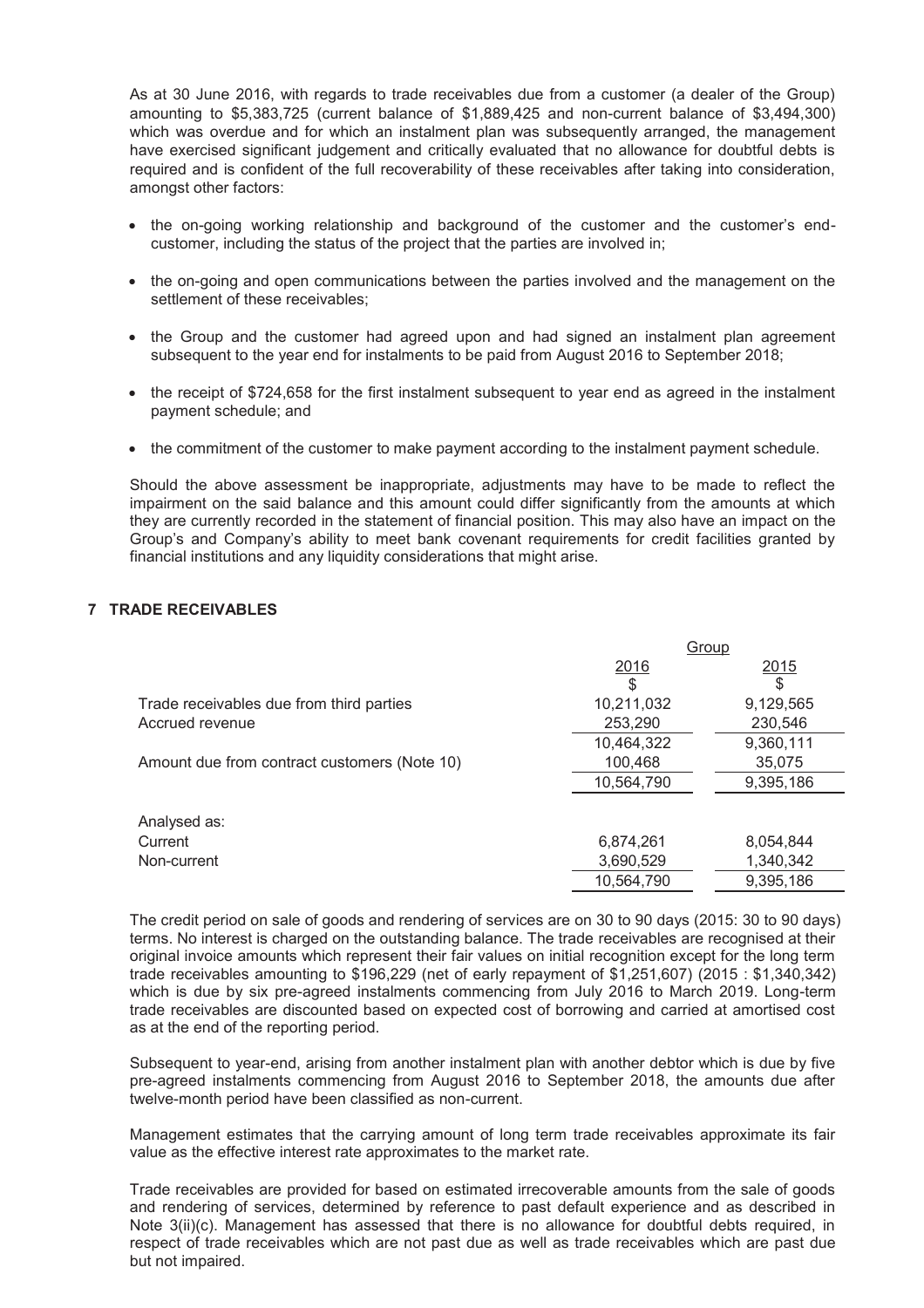As at 30 June 2016, with regards to trade receivables due from a customer (a dealer of the Group) amounting to $5,383,725 (current balance of $1,889,425 and non-current balance of $3,494,300) which was overdue and for which an instalment plan was subsequently arranged, the management have exercised significant judgement and critically evaluated that no allowance for doubtful debts is required and is confident of the full recoverability of these receivables after taking into consideration, amongst other factors:

- the on-going working relationship and background of the customer and the customer's end-customer, including the status of the project that the parties are involved in;
- the on-going and open communications between the parties involved and the management on the settlement of these receivables;
- the Group and the customer had agreed upon and had signed an instalment plan agreement subsequent to the year end for instalments to be paid from August 2016 to September 2018;
- the receipt of $724,658 for the first instalment subsequent to year end as agreed in the instalment payment schedule; and
- the commitment of the customer to make payment according to the instalment payment schedule.

Should the above assessment be inappropriate, adjustments may have to be made to reflect the impairment on the said balance and this amount could differ significantly from the amounts at which they are currently recorded in the statement of financial position. This may also have an impact on the Group's and Company's ability to meet bank covenant requirements for credit facilities granted by financial institutions and any liquidity considerations that might arise.

## 7 TRADE RECEIVABLES

| | Group | |
|---|---|---|
| | 2016<br>$ | 2015<br>$ |
| Trade receivables due from third parties | 10,211,032 | 9,129,565 |
| Accrued revenue | 253,290 | 230,546 |
| | 10,464,322 | 9,360,111 |
| Amount due from contract customers (Note 10) | 100,468 | 35,075 |
| | 10,564,790 | 9,395,186 |
| | | |
| Analysed as: | | |
| Current | 6,874,261 | 8,054,844 |
| Non-current | 3,690,529 | 1,340,342 |
| | 10,564,790 | 9,395,186 |

The credit period on sale of goods and rendering of services are on 30 to 90 days (2015: 30 to 90 days) terms. No interest is charged on the outstanding balance. The trade receivables are recognised at their original invoice amounts which represent their fair values on initial recognition except for the long term trade receivables amounting to $196,229 (net of early repayment of $1,251,607) (2015 : $1,340,342) which is due by six pre-agreed instalments commencing from July 2016 to March 2019. Long-term trade receivables are discounted based on expected cost of borrowing and carried at amortised cost as at the end of the reporting period.

Subsequent to year-end, arising from another instalment plan with another debtor which is due by five pre-agreed instalments commencing from August 2016 to September 2018, the amounts due after twelve-month period have been classified as non-current.

Management estimates that the carrying amount of long term trade receivables approximate its fair value as the effective interest rate approximates to the market rate.

Trade receivables are provided for based on estimated irrecoverable amounts from the sale of goods and rendering of services, determined by reference to past default experience and as described in Note 3(ii)(c). Management has assessed that there is no allowance for doubtful debts required, in respect of trade receivables which are not past due as well as trade receivables which are past due but not impaired.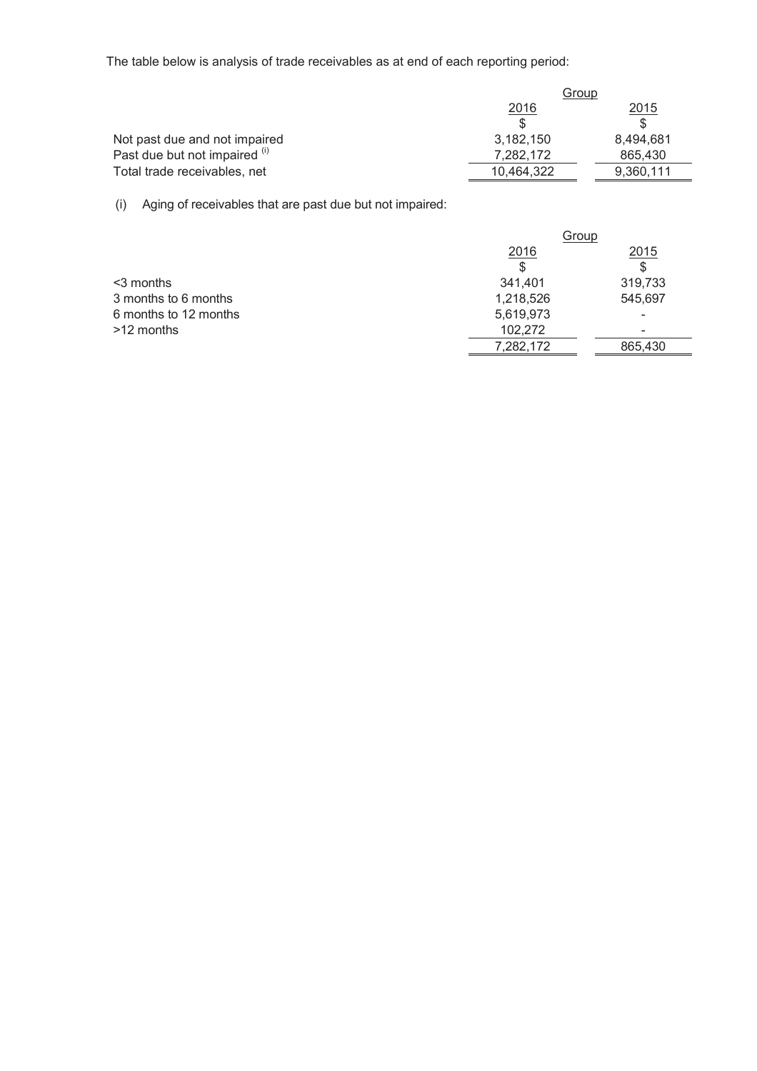The table below is analysis of trade receivables as at end of each reporting period:

| | Group | |
|---|---|---|
| | 2016 | 2015 |
| | $ | $ |
| Not past due and not impaired | 3,182,150 | 8,494,681 |
| Past due but not impaired [(i)] | 7,282,172 | 865,430 |
| Total trade receivables, net | 10,464,322 | 9,360,111 |

(i) Aging of receivables that are past due but not impaired:

| | Group | |
|---|---|---|
| | 2016 | 2015 |
| | $ | $ |
| <3 months | 341,401 | 319,733 |
| 3 months to 6 months | 1,218,526 | 545,697 |
| 6 months to 12 months | 5,619,973 | - |
| >12 months | 102,272 | - |
| | 7,282,172 | 865,430 |